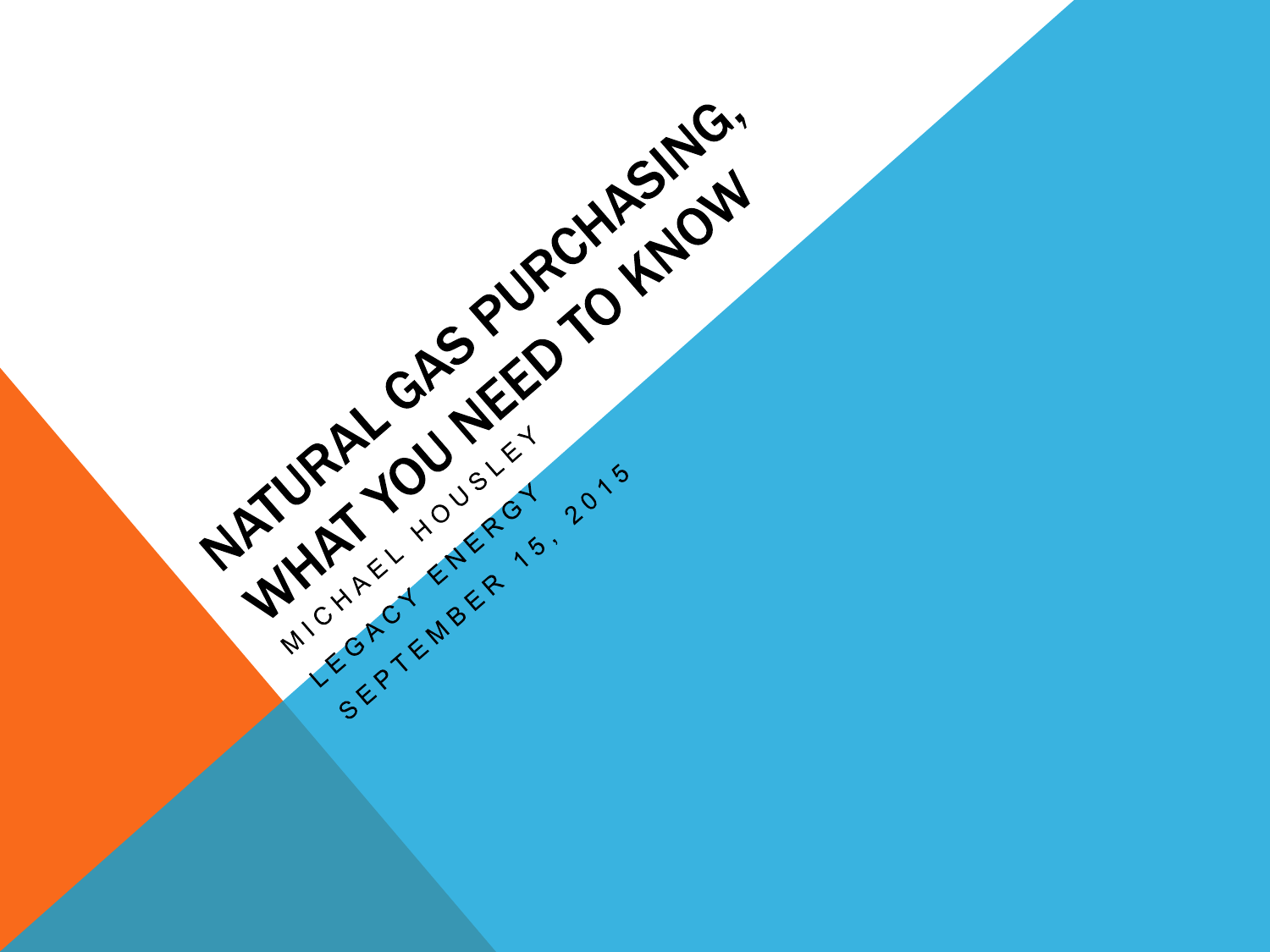# NATURAL GAS PURCHASING, WHAT YOU NEED TO KNOW

MICHAEL HOUSLEY

LEGACY ENERGY

SEPTEMBER 15, 2015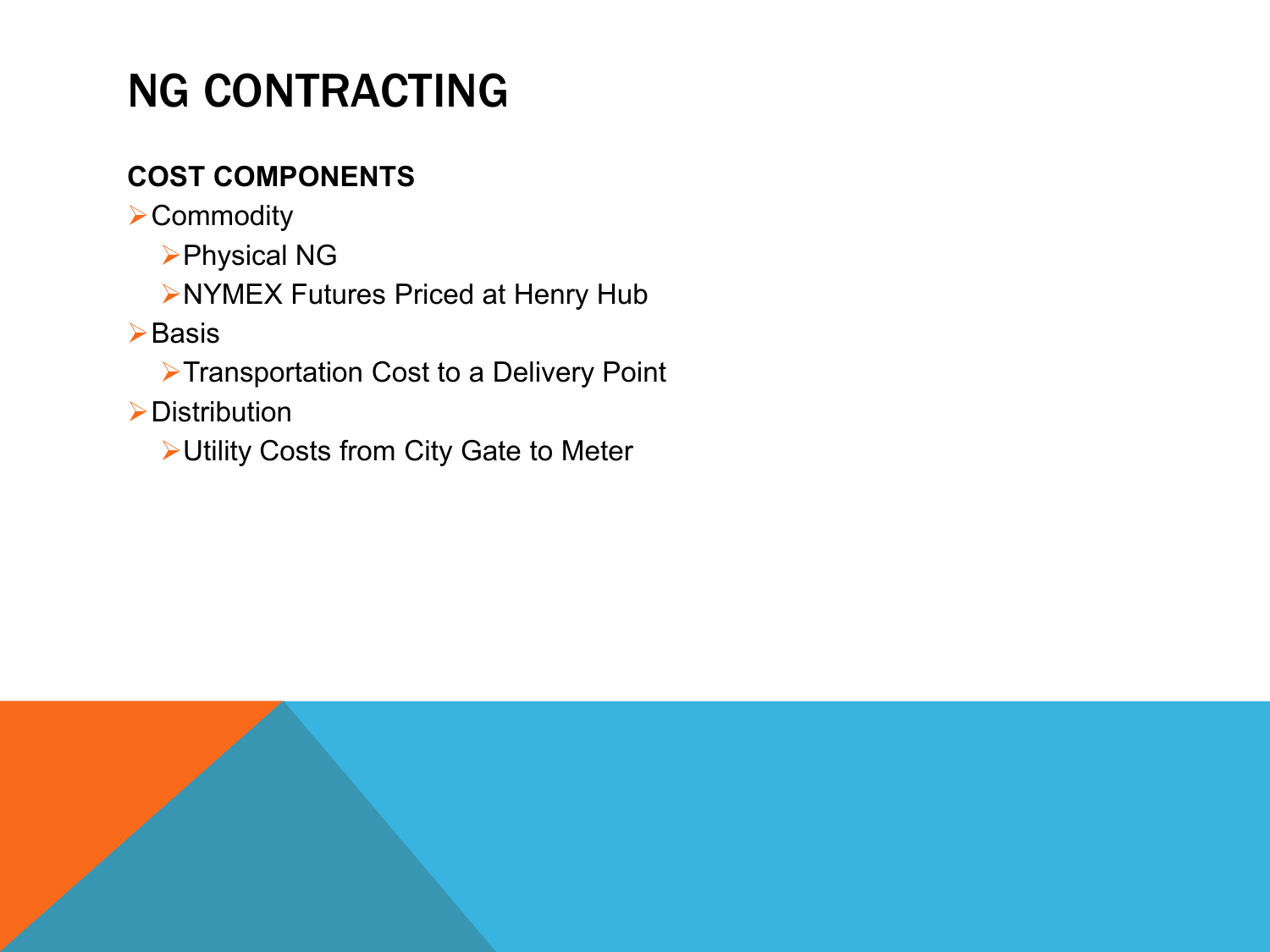# NG CONTRACTING

**COST COMPONENTS**

- Commodity
  - Physical NG
  - NYMEX Futures Priced at Henry Hub
- Basis
  - Transportation Cost to a Delivery Point
- Distribution
  - Utility Costs from City Gate to Meter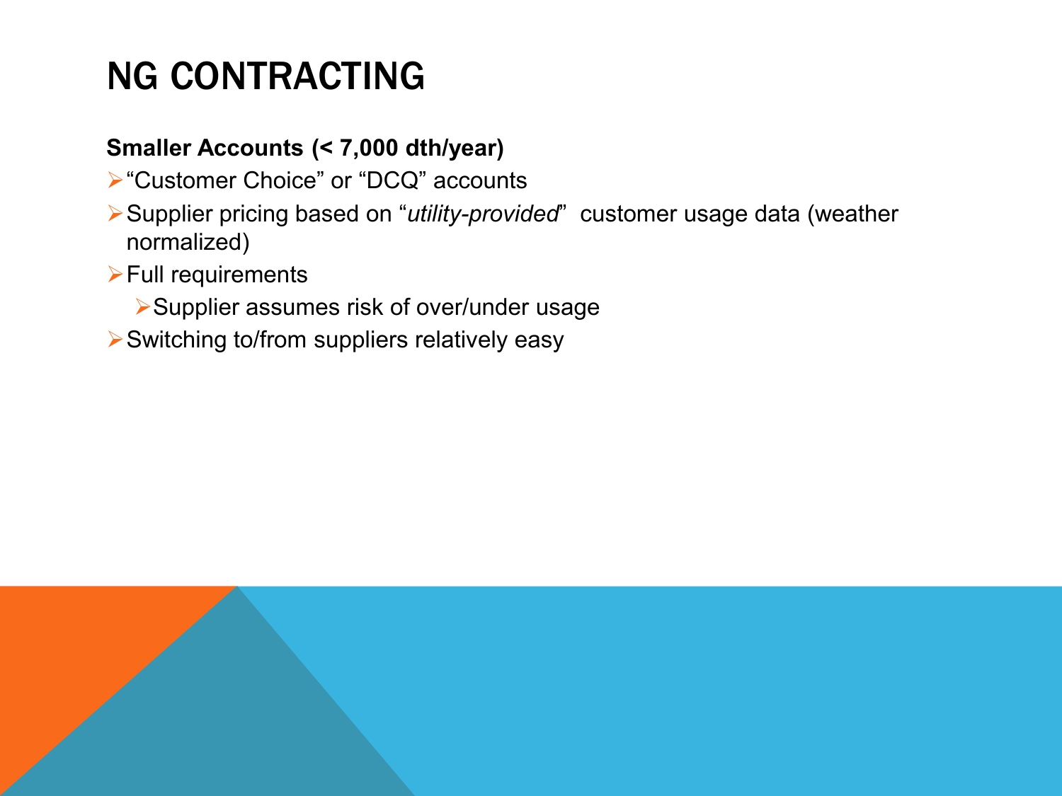# NG CONTRACTING

**Smaller Accounts (< 7,000 dth/year)**

- "Customer Choice" or "DCQ" accounts
- Supplier pricing based on "*utility-provided*" customer usage data (weather normalized)
- Full requirements
  - Supplier assumes risk of over/under usage
- Switching to/from suppliers relatively easy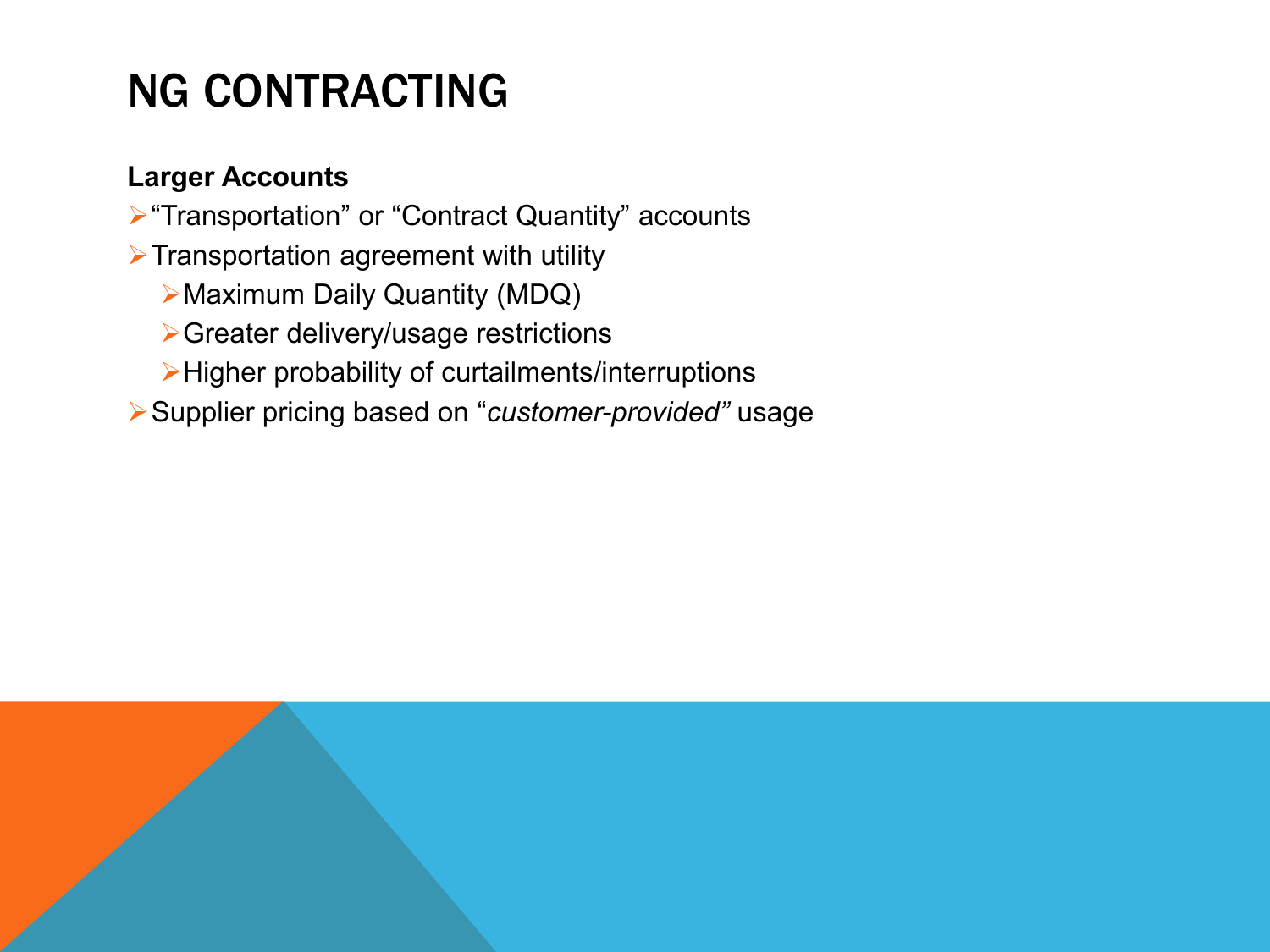# NG CONTRACTING

**Larger Accounts**

- "Transportation" or "Contract Quantity" accounts
- Transportation agreement with utility
  - Maximum Daily Quantity (MDQ)
  - Greater delivery/usage restrictions
  - Higher probability of curtailments/interruptions
- Supplier pricing based on "*customer-provided"* usage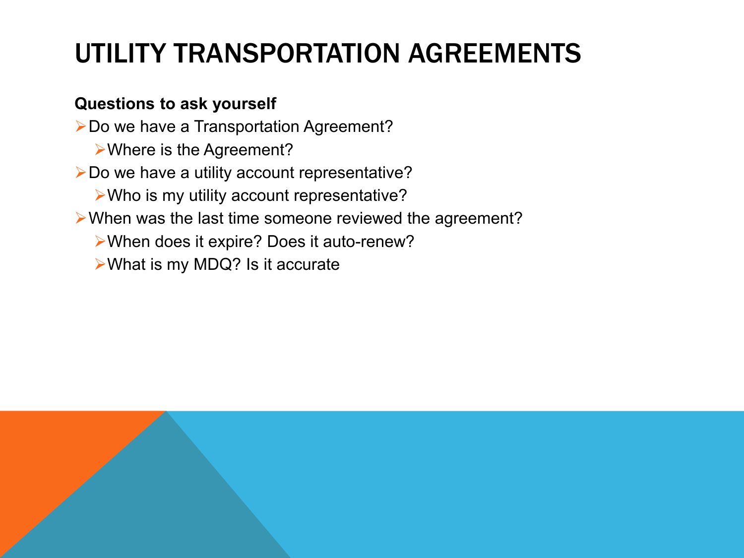# UTILITY TRANSPORTATION AGREEMENTS

**Questions to ask yourself**

- Do we have a Transportation Agreement?
  - Where is the Agreement?
- Do we have a utility account representative?
  - Who is my utility account representative?
- When was the last time someone reviewed the agreement?
  - When does it expire? Does it auto-renew?
  - What is my MDQ? Is it accurate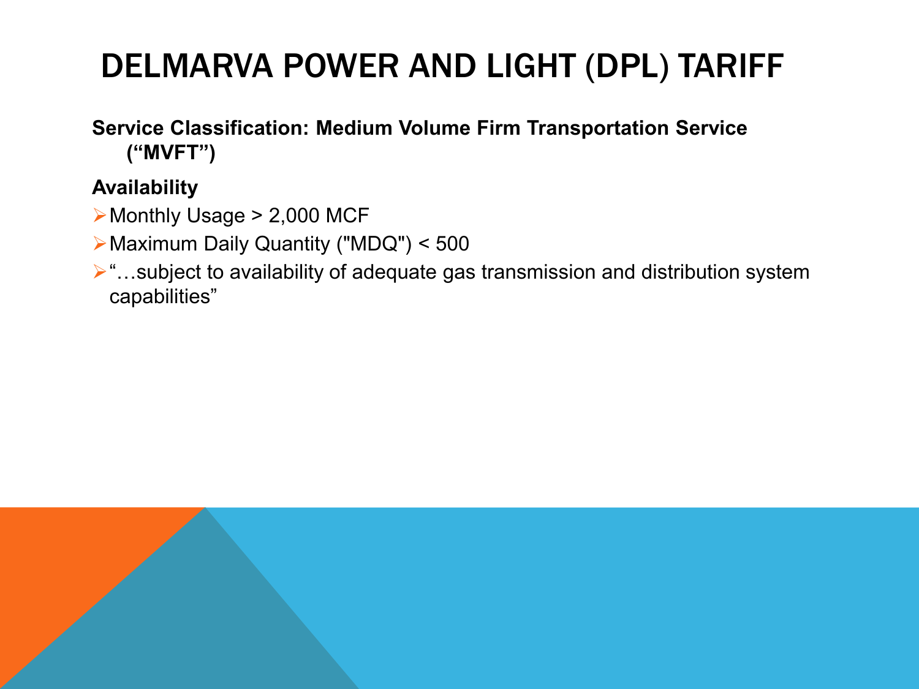# DELMARVA POWER AND LIGHT (DPL) TARIFF

**Service Classification: Medium Volume Firm Transportation Service ("MVFT")**

**Availability**

- Monthly Usage > 2,000 MCF
- Maximum Daily Quantity ("MDQ") < 500
- "…subject to availability of adequate gas transmission and distribution system capabilities"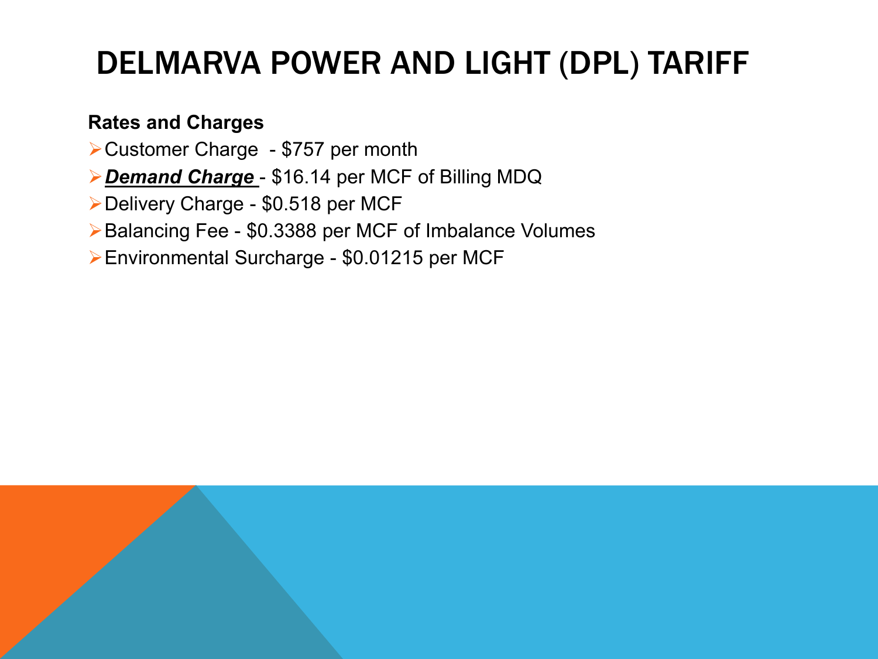# DELMARVA POWER AND LIGHT (DPL) TARIFF

**Rates and Charges**

- Customer Charge - $757 per month
- ***Demand Charge*** - $16.14 per MCF of Billing MDQ
- Delivery Charge - $0.518 per MCF
- Balancing Fee - $0.3388 per MCF of Imbalance Volumes
- Environmental Surcharge - $0.01215 per MCF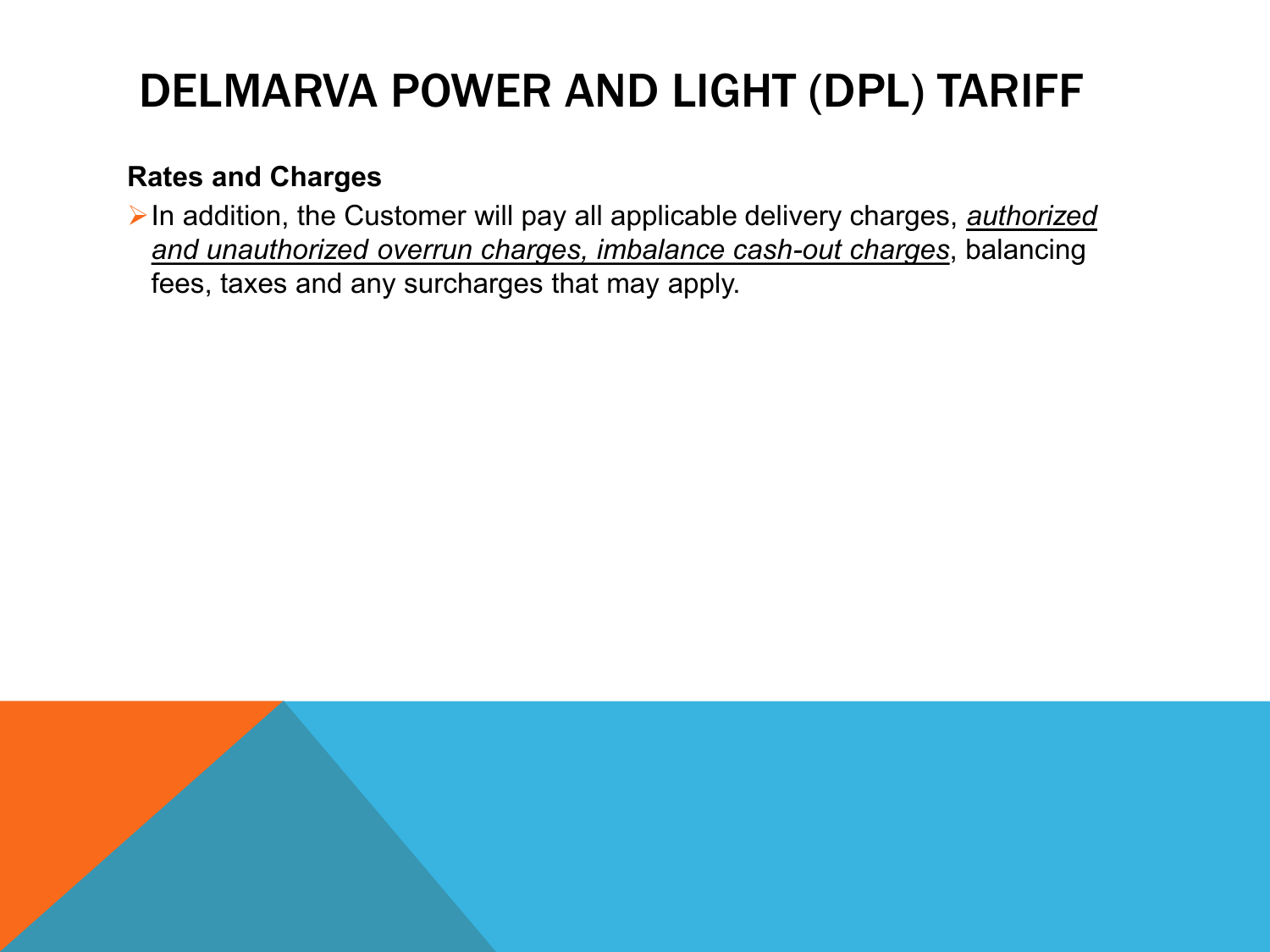# DELMARVA POWER AND LIGHT (DPL) TARIFF

**Rates and Charges**

- In addition, the Customer will pay all applicable delivery charges, <u>*authorized and unauthorized overrun charges, imbalance cash-out charges*</u>, balancing fees, taxes and any surcharges that may apply.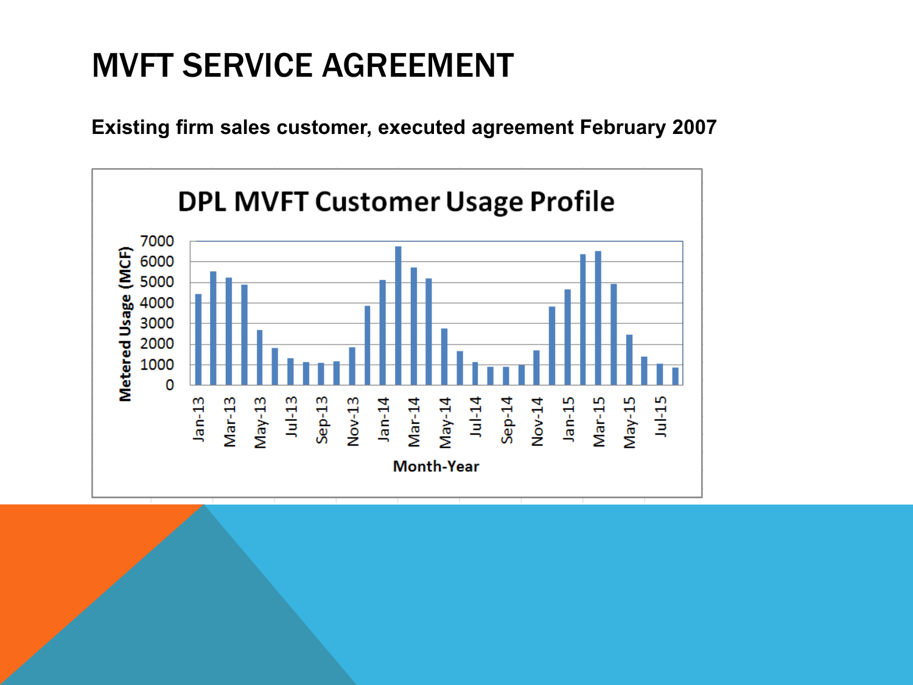# MVFT SERVICE AGREEMENT

**Existing firm sales customer, executed agreement February 2007**

**DPL MVFT Customer Usage Profile**

Metered Usage (MCF)

7000
6000
5000
4000
3000
2000
1000
0

Jan-13, Mar-13, May-13, Jul-13, Sep-13, Nov-13, Jan-14, Mar-14, May-14, Jul-14, Sep-14, Nov-14, Jan-15, Mar-15, May-15, Jul-15

Month-Year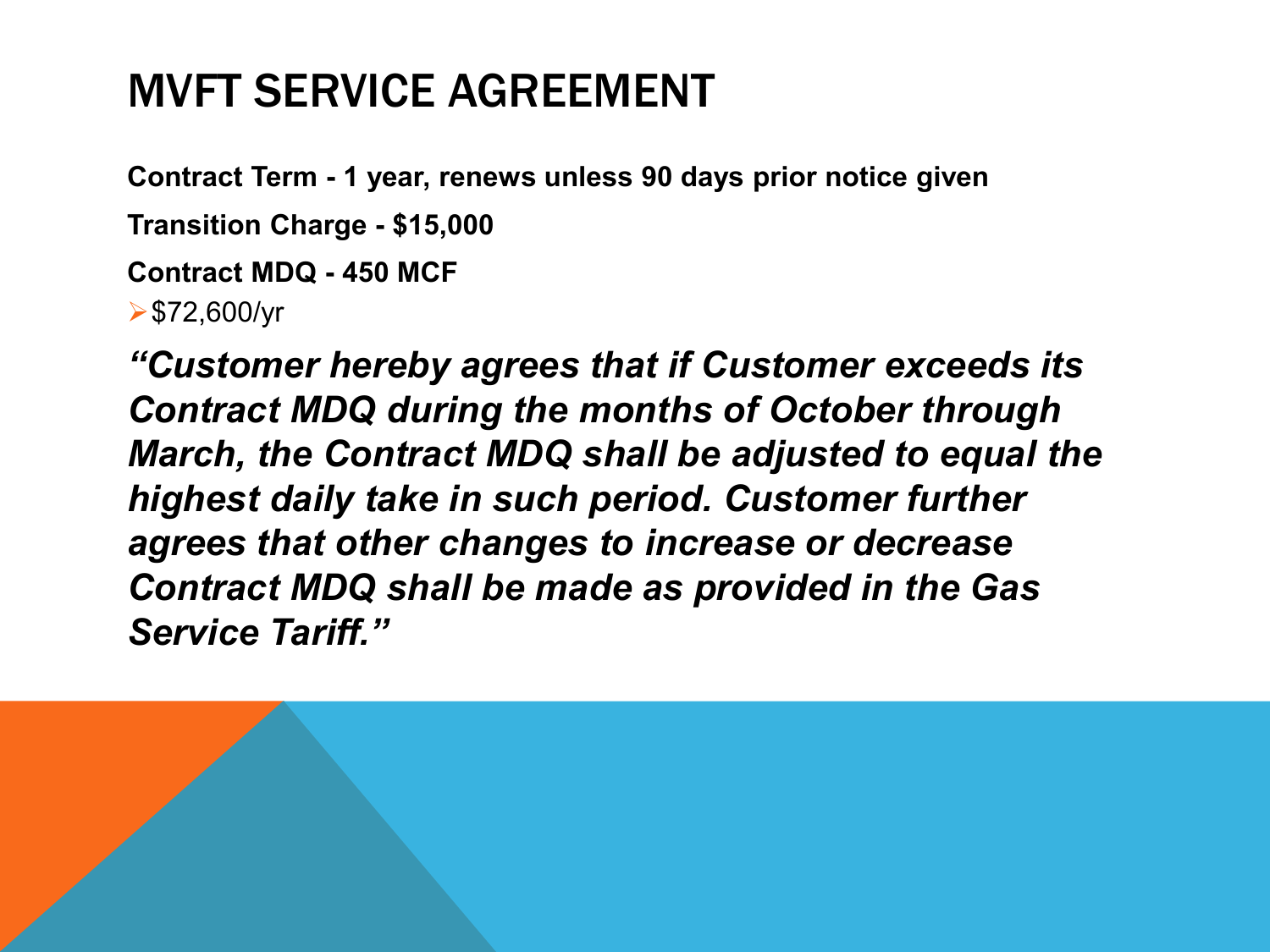# MVFT SERVICE AGREEMENT

**Contract Term - 1 year, renews unless 90 days prior notice given**

**Transition Charge - $15,000**

**Contract MDQ - 450 MCF**

- $72,600/yr

***"Customer hereby agrees that if Customer exceeds its Contract MDQ during the months of October through March, the Contract MDQ shall be adjusted to equal the highest daily take in such period. Customer further agrees that other changes to increase or decrease Contract MDQ shall be made as provided in the Gas Service Tariff."***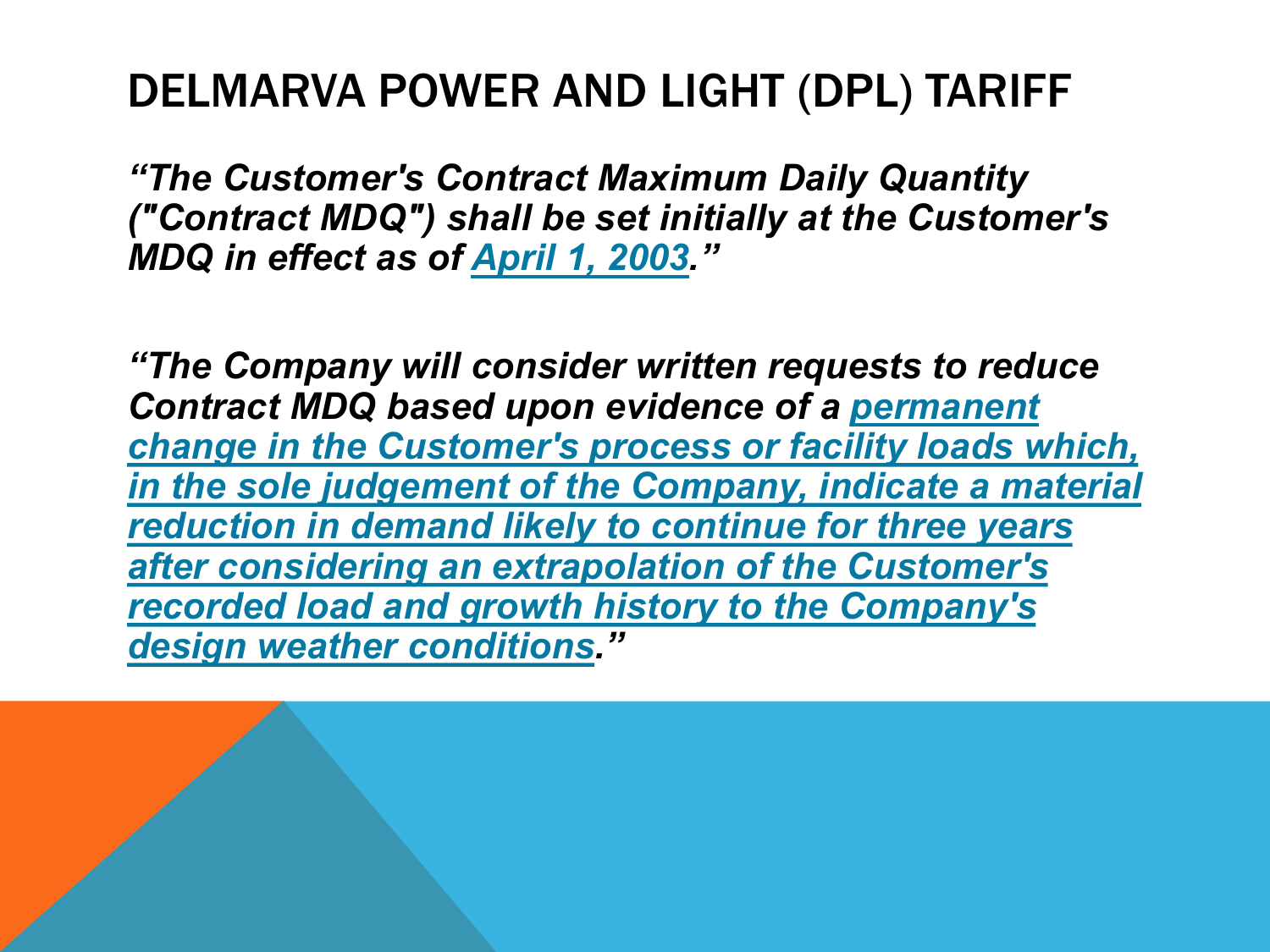# DELMARVA POWER AND LIGHT (DPL) TARIFF

***"The Customer's Contract Maximum Daily Quantity ("Contract MDQ") shall be set initially at the Customer's MDQ in effect as of April 1, 2003."***

***"The Company will consider written requests to reduce Contract MDQ based upon evidence of a permanent change in the Customer's process or facility loads which, in the sole judgement of the Company, indicate a material reduction in demand likely to continue for three years after considering an extrapolation of the Customer's recorded load and growth history to the Company's design weather conditions."***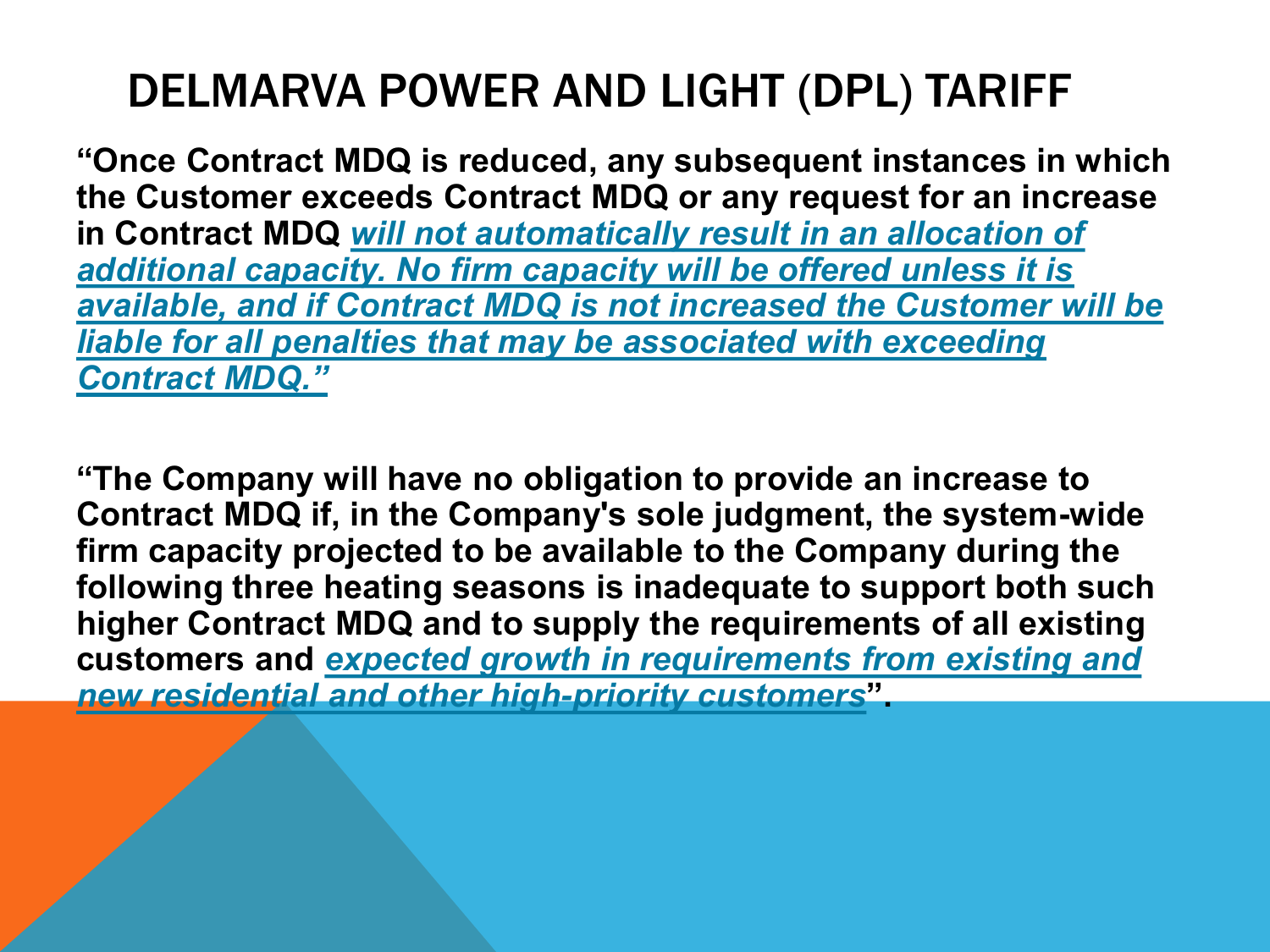# DELMARVA POWER AND LIGHT (DPL) TARIFF

**"Once Contract MDQ is reduced, any subsequent instances in which the Customer exceeds Contract MDQ or any request for an increase in Contract MDQ** ***will not automatically result in an allocation of additional capacity. No firm capacity will be offered unless it is available, and if Contract MDQ is not increased the Customer will be liable for all penalties that may be associated with exceeding Contract MDQ."***

**"The Company will have no obligation to provide an increase to Contract MDQ if, in the Company's sole judgment, the system-wide firm capacity projected to be available to the Company during the following three heating seasons is inadequate to support both such higher Contract MDQ and to supply the requirements of all existing customers and** ***expected growth in requirements from existing and new residential and other high-priority customers*****".**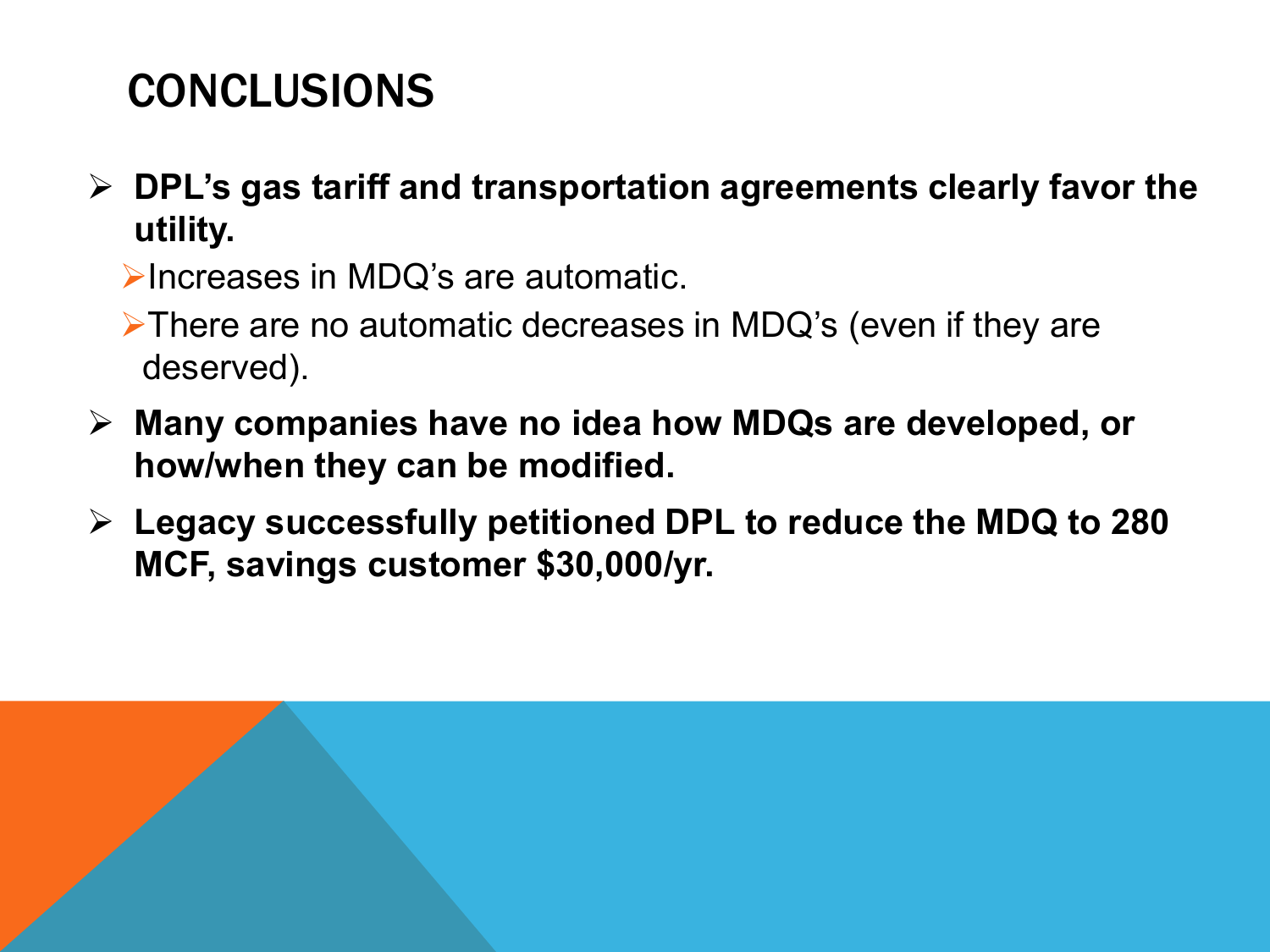# CONCLUSIONS

- **DPL's gas tariff and transportation agreements clearly favor the utility.**
  - Increases in MDQ's are automatic.
  - There are no automatic decreases in MDQ's (even if they are deserved).
- **Many companies have no idea how MDQs are developed, or how/when they can be modified.**
- **Legacy successfully petitioned DPL to reduce the MDQ to 280 MCF, savings customer $30,000/yr.**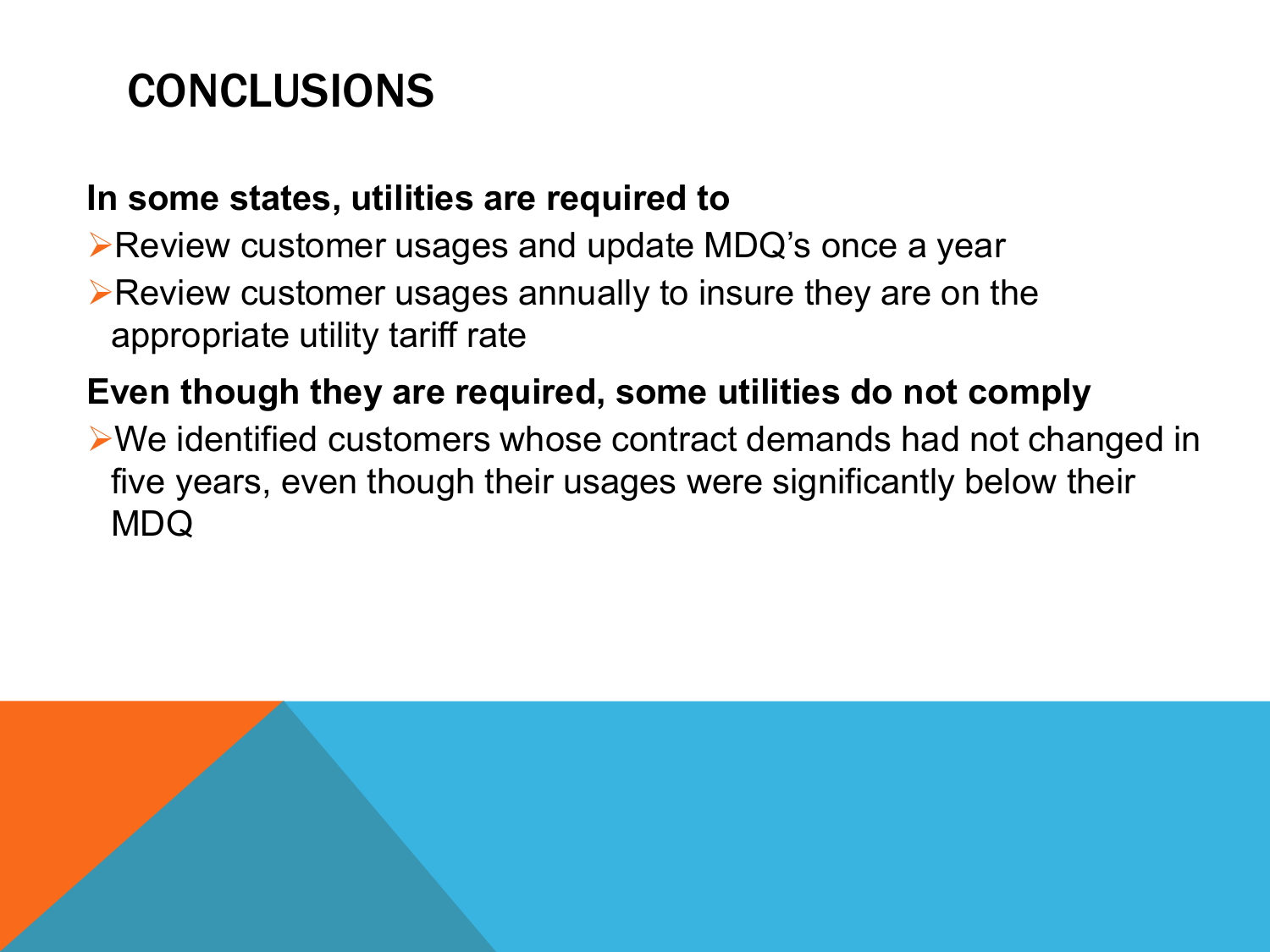# CONCLUSIONS

**In some states, utilities are required to**

- Review customer usages and update MDQ's once a year
- Review customer usages annually to insure they are on the appropriate utility tariff rate

**Even though they are required, some utilities do not comply**

- We identified customers whose contract demands had not changed in five years, even though their usages were significantly below their MDQ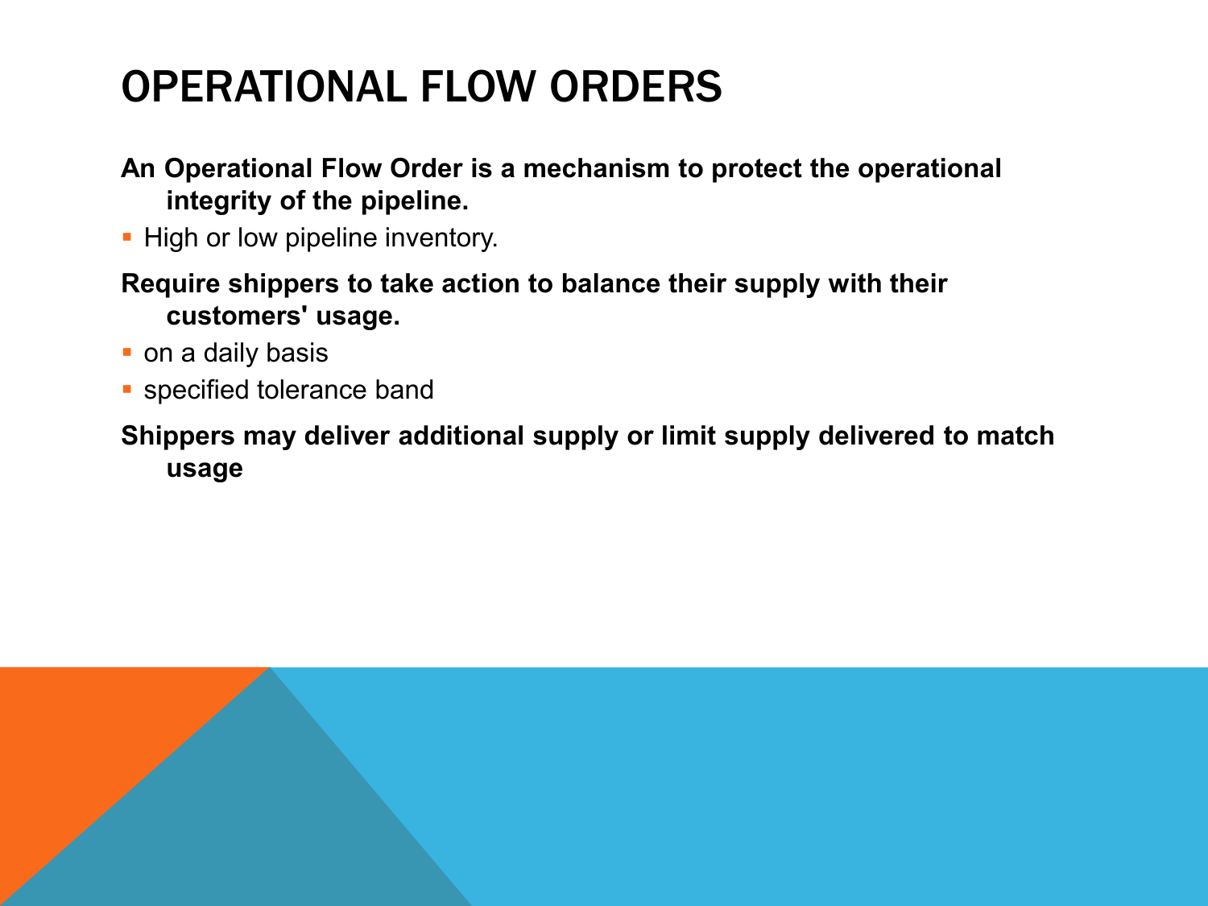# OPERATIONAL FLOW ORDERS

**An Operational Flow Order is a mechanism to protect the operational integrity of the pipeline.**

- High or low pipeline inventory.

**Require shippers to take action to balance their supply with their customers' usage.**

- on a daily basis
- specified tolerance band

**Shippers may deliver additional supply or limit supply delivered to match usage**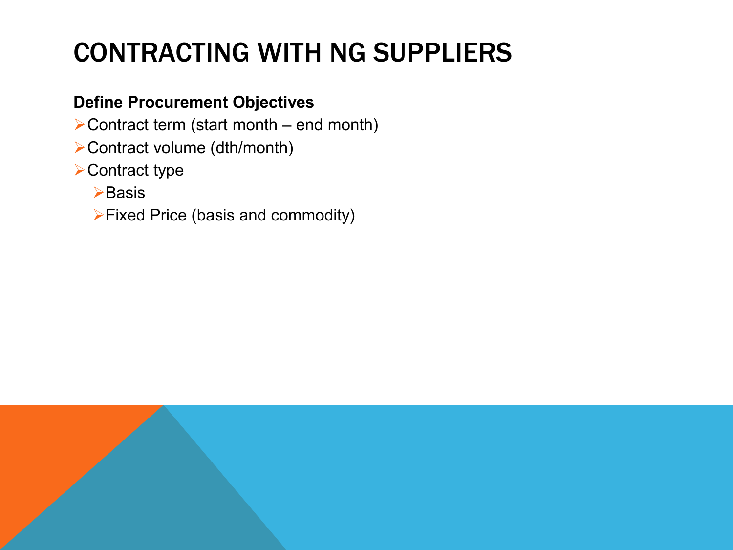# CONTRACTING WITH NG SUPPLIERS

**Define Procurement Objectives**

- Contract term (start month – end month)
- Contract volume (dth/month)
- Contract type
  - Basis
  - Fixed Price (basis and commodity)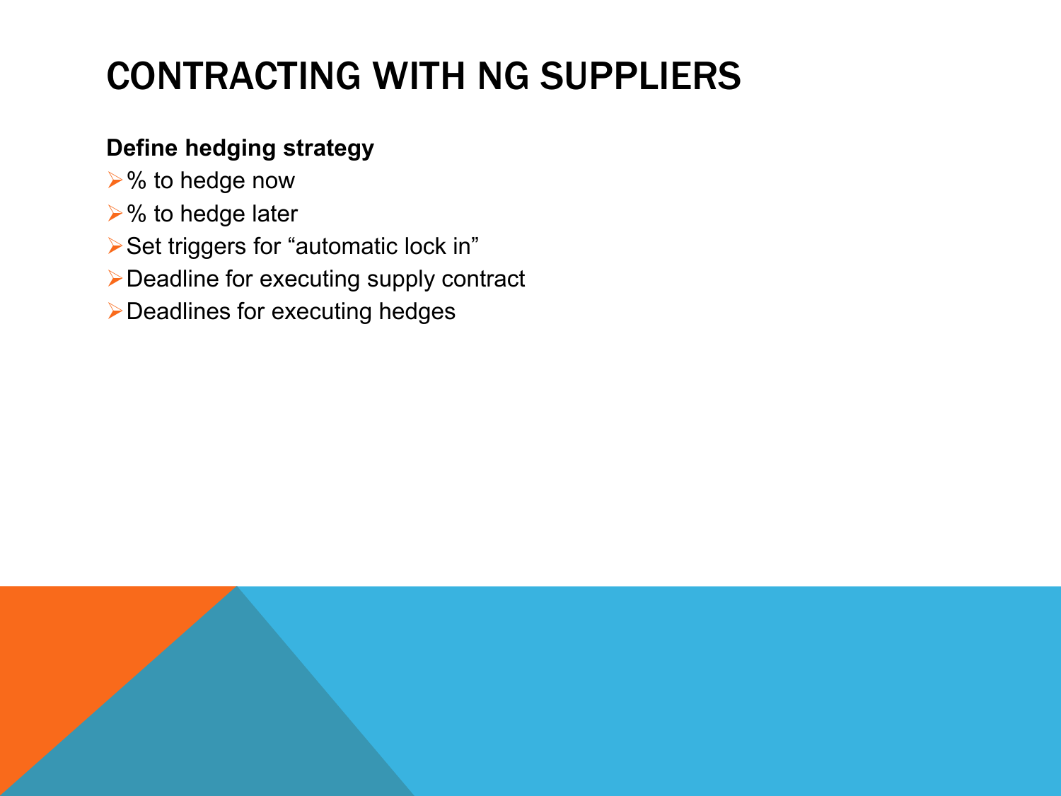# CONTRACTING WITH NG SUPPLIERS

**Define hedging strategy**

- % to hedge now
- % to hedge later
- Set triggers for "automatic lock in"
- Deadline for executing supply contract
- Deadlines for executing hedges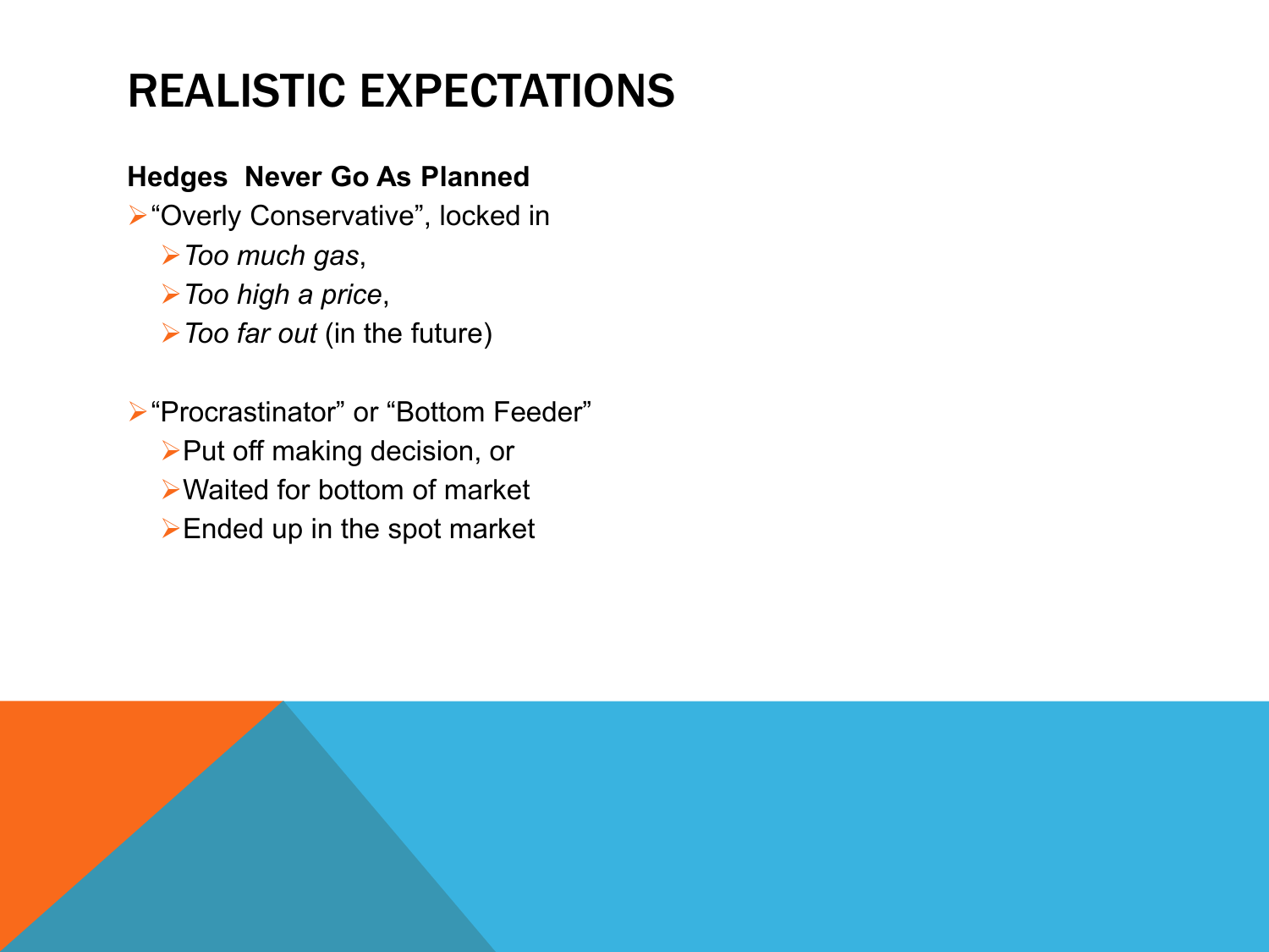# REALISTIC EXPECTATIONS

**Hedges Never Go As Planned**

- “Overly Conservative”, locked in
  - *Too much gas*,
  - *Too high a price*,
  - *Too far out* (in the future)

- “Procrastinator” or “Bottom Feeder”
  - Put off making decision, or
  - Waited for bottom of market
  - Ended up in the spot market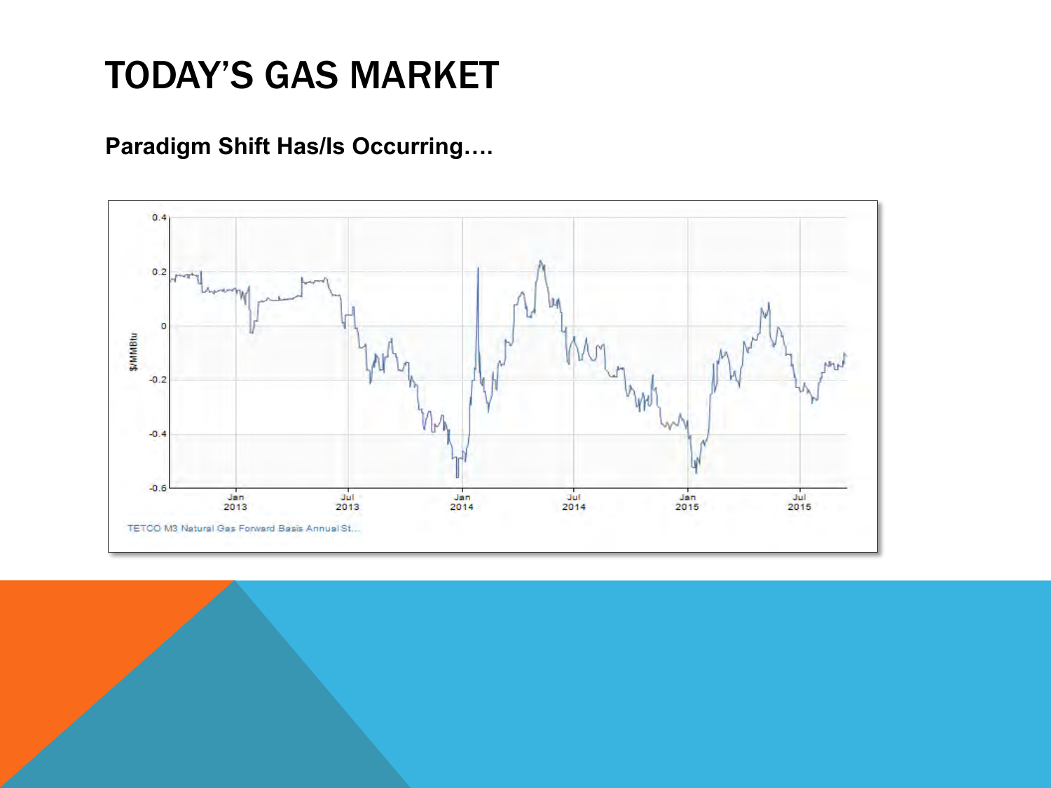# TODAY'S GAS MARKET

**Paradigm Shift Has/Is Occurring….**

TETCO M3 Natural Gas Forward Basis Annual St...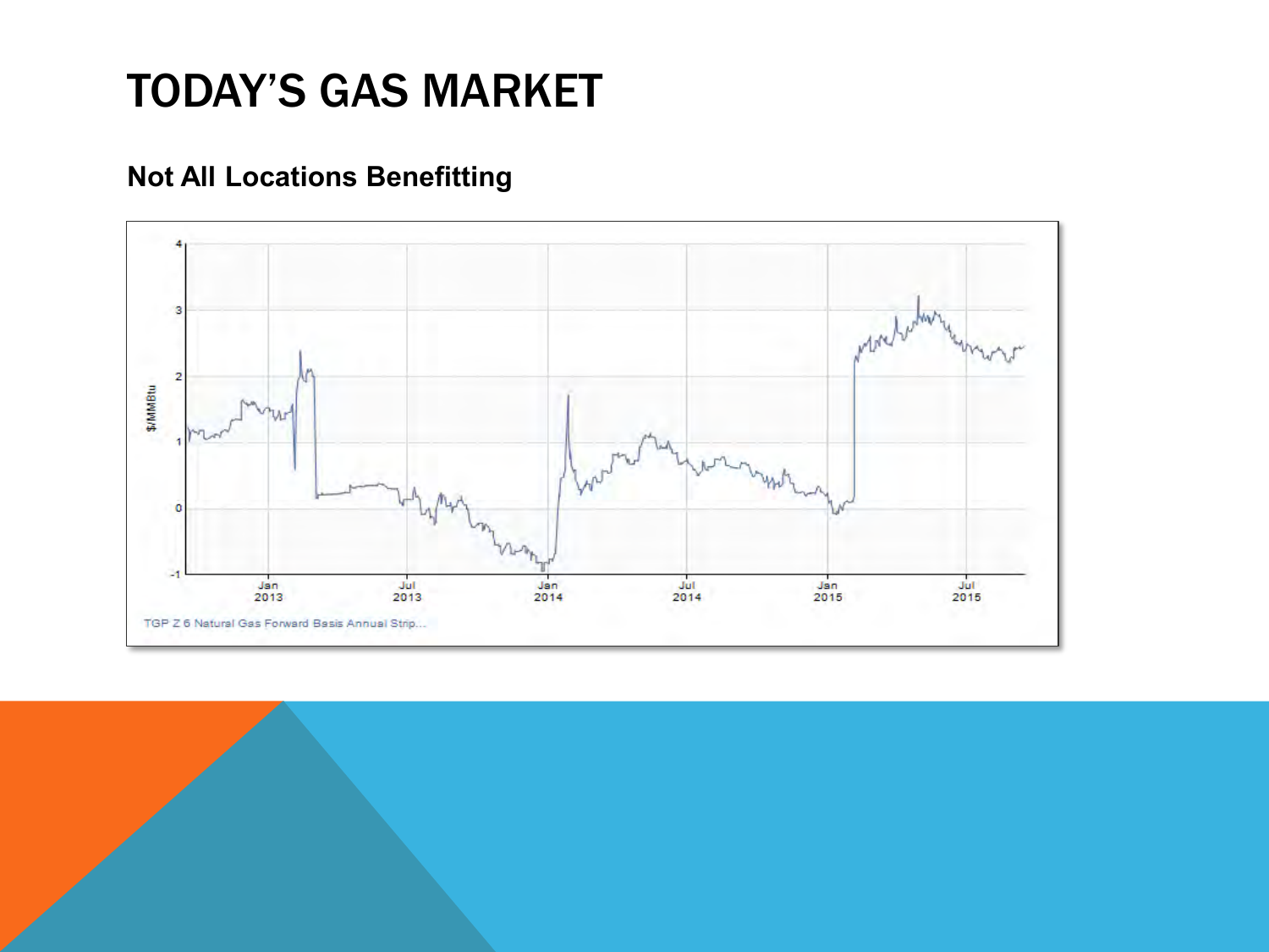# TODAY'S GAS MARKET

**Not All Locations Benefitting**

TGP Z 6 Natural Gas Forward Basis Annual Strip...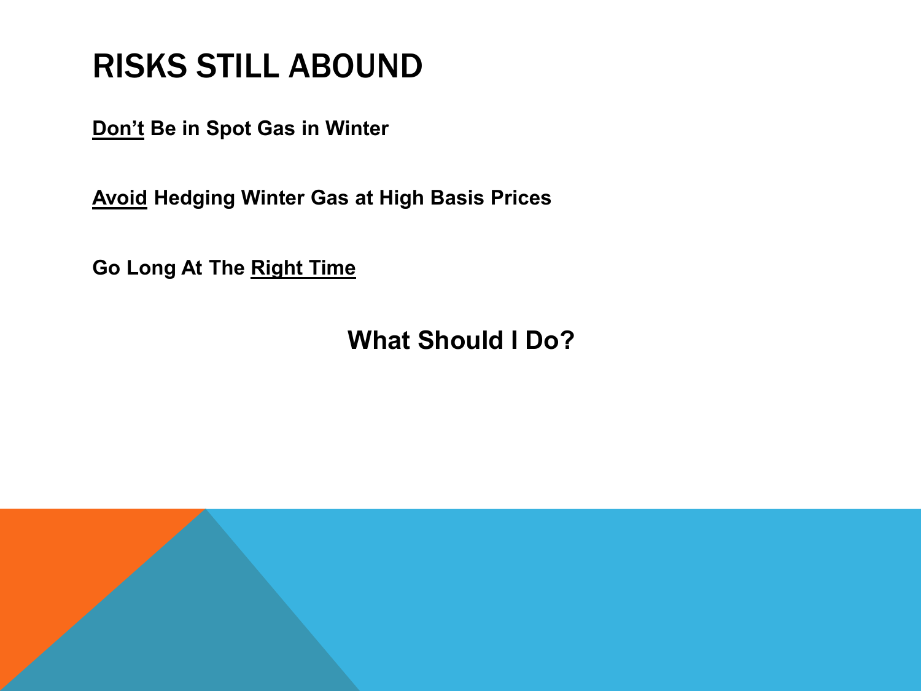# RISKS STILL ABOUND

**<u>Don't</u> Be in Spot Gas in Winter**

**<u>Avoid</u> Hedging Winter Gas at High Basis Prices**

**Go Long At The <u>Right Time</u>**

**What Should I Do?**